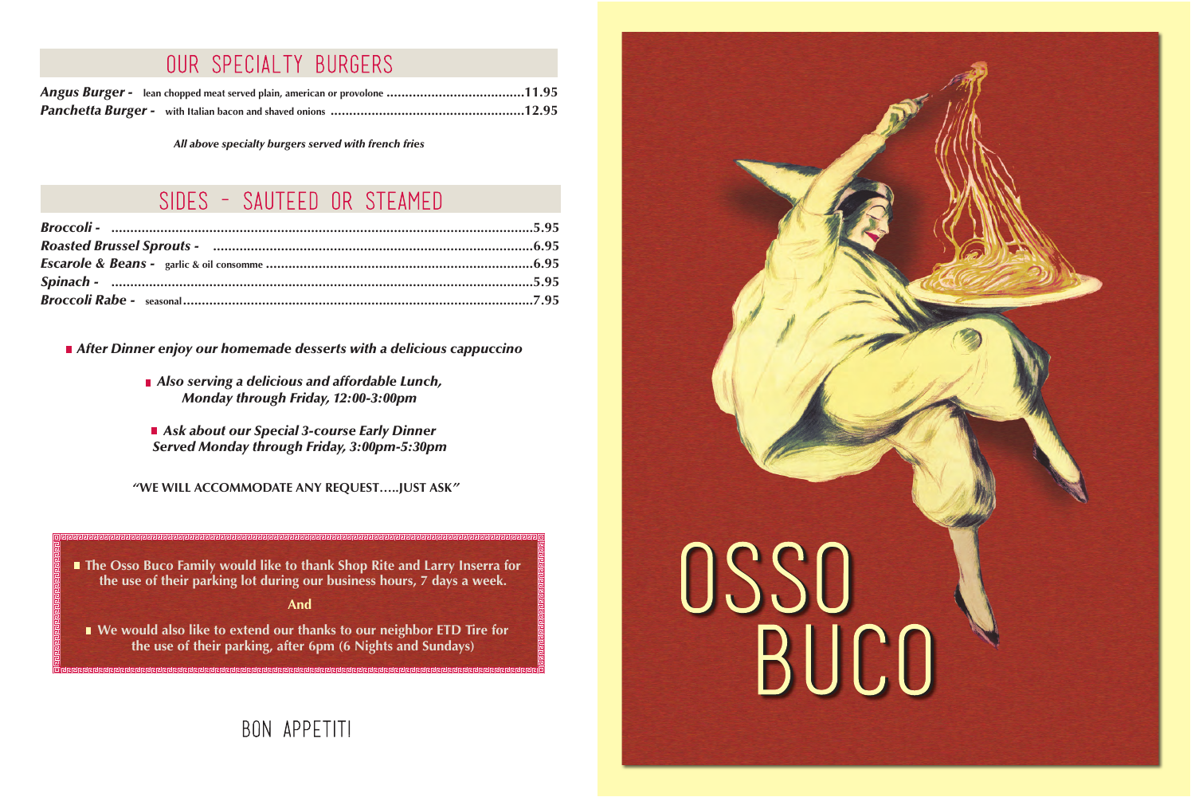## OUR SPECIALTY BURGERS

***Angus Burger -*** lean chopped meat served plain, american or provolone .....................................**11.95**
***Panchetta Burger -*** with Italian bacon and shaved onions ...................................................**12.95**

*All above specialty burgers served with french fries*

## SIDES - SAUTEED OR STEAMED

***Broccoli -*** .................................................................................................................**5.95**
***Roasted Brussel Sprouts -*** ....................................................................................**6.95**
***Escarole & Beans -*** garlic & oil consomme ...........................................................**6.95**
***Spinach -*** ..................................................................................................................**5.95**
***Broccoli Rabe -*** seasonal...........................................................................................**7.95**

- ***After Dinner enjoy our homemade desserts with a delicious cappuccino***

- ***Also serving a delicious and affordable Lunch, Monday through Friday, 12:00-3:00pm***

- ***Ask about our Special 3-course Early Dinner Served Monday through Friday, 3:00pm-5:30pm***

**"WE WILL ACCOMMODATE ANY REQUEST…..JUST ASK"**

- **The Osso Buco Family would like to thank Shop Rite and Larry Inserra for the use of their parking lot during our business hours, 7 days a week.**

**And**

- **We would also like to extend our thanks to our neighbor ETD Tire for the use of their parking, after 6pm (6 Nights and Sundays)**

BON APPETIT!

# OSSO BUCO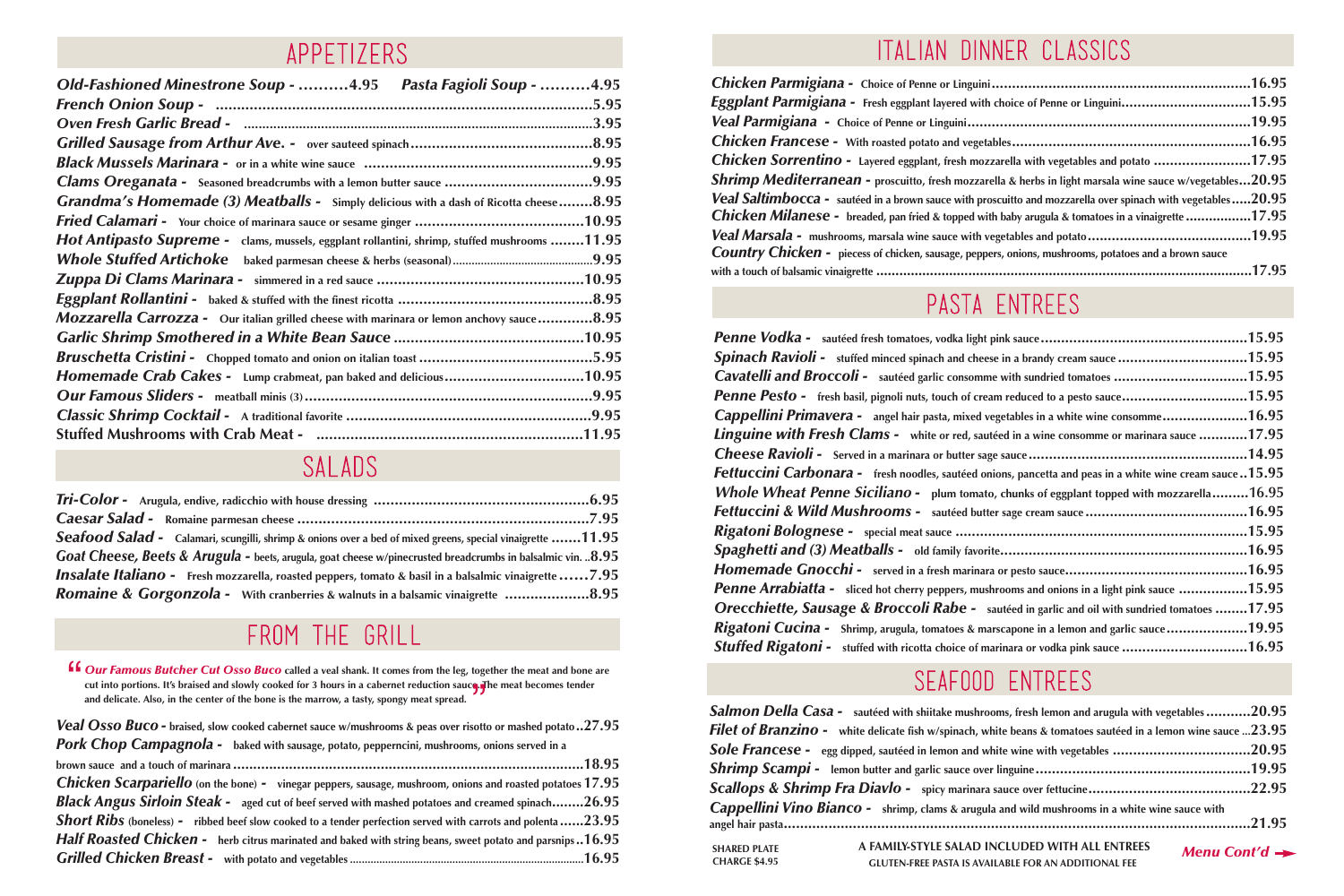## APPETIZERS

***Old-Fashioned Minestrone Soup -*** ..........4.95 ***Pasta Fagioli Soup -*** ..........4.95

***French Onion Soup -*** ..........5.95

***Oven Fresh Garlic Bread -*** ..........3.95

***Grilled Sausage from Arthur Ave. -*** over sauteed spinach ..........8.95

***Black Mussels Marinara -*** or in a white wine sauce ..........9.95

***Clams Oreganata -*** Seasoned breadcrumbs with a lemon butter sauce ..........9.95

***Grandma's Homemade (3) Meatballs -*** Simply delicious with a dash of Ricotta cheese ..........8.95

***Fried Calamari -*** Your choice of marinara sauce or sesame ginger ..........10.95

***Hot Antipasto Supreme -*** clams, mussels, eggplant rollantini, shrimp, stuffed mushrooms ..........11.95

***Whole Stuffed Artichoke*** baked parmesan cheese & herbs (seasonal) ..........9.95

***Zuppa Di Clams Marinara -*** simmered in a red sauce ..........10.95

***Eggplant Rollantini -*** baked & stuffed with the finest ricotta ..........8.95

***Mozzarella Carrozza -*** Our italian grilled cheese with marinara or lemon anchovy sauce ..........8.95

***Garlic Shrimp Smothered in a White Bean Sauce*** ..........10.95

***Bruschetta Cristini -*** Chopped tomato and onion on italian toast ..........5.95

***Homemade Crab Cakes -*** Lump crabmeat, pan baked and delicious ..........10.95

***Our Famous Sliders -*** meatball minis (3) ..........9.95

***Classic Shrimp Cocktail -*** A traditional favorite ..........9.95

**Stuffed Mushrooms with Crab Meat -** ..........11.95

## SALADS

***Tri-Color -*** Arugula, endive, radicchio with house dressing ..........6.95

***Caesar Salad -*** Romaine parmesan cheese ..........7.95

***Seafood Salad -*** Calamari, scungilli, shrimp & onions over a bed of mixed greens, special vinaigrette ..........11.95

***Goat Cheese, Beets & Arugula -*** beets, arugula, goat cheese w/pinecrusted breadcrumbs in balsalmic vin. ..........8.95

***Insalate Italiano -*** Fresh mozzarella, roasted peppers, tomato & basil in a balsalmic vinigrette ..........7.95

***Romaine & Gorgonzola -*** With cranberries & walnuts in a balsamic vinaigrette ..........8.95

## FROM THE GRILL

"***Our Famous Butcher Cut Osso Buco*** called a veal shank. It comes from the leg, together the meat and bone are cut into portions. It's braised and slowly cooked for 3 hours in a cabernet reduction sauce. The meat becomes tender and delicate. Also, in the center of the bone is the marrow, a tasty, spongy meat spread."

***Veal Osso Buco -*** braised, slow cooked cabernet sauce w/mushrooms & peas over risotto or mashed potato ..........27.95

***Pork Chop Campagnola -*** baked with sausage, potato, pepperncini, mushrooms, onions served in a brown sauce and a touch of marinara ..........18.95

***Chicken Scarpariello*** (on the bone) - vinegar peppers, sausage, mushroom, onions and roasted potatoes ..........17.95

***Black Angus Sirloin Steak -*** aged cut of beef served with mashed potatoes and creamed spinach ..........26.95

***Short Ribs*** (boneless) - ribbed beef slow cooked to a tender perfection served with carrots and polenta ..........23.95

***Half Roasted Chicken -*** herb citrus marinated and baked with string beans, sweet potato and parsnips ..........16.95

***Grilled Chicken Breast -*** with potato and vegetables ..........16.95

## ITALIAN DINNER CLASSICS

***Chicken Parmigiana -*** Choice of Penne or Linguini ..........16.95

***Eggplant Parmigiana -*** Fresh eggplant layered with choice of Penne or Linguini ..........15.95

***Veal Parmigiana -*** Choice of Penne or Linguini ..........19.95

***Chicken Francese -*** With roasted potato and vegetables ..........16.95

***Chicken Sorrentino -*** Layered eggplant, fresh mozzarella with vegetables and potato ..........17.95

***Shrimp Mediterranean -*** proscuitto, fresh mozzarella & herbs in light marsala wine sauce w/vegetables ..........20.95

***Veal Saltimbocca -*** sautéed in a brown sauce with proscuitto and mozzarella over spinach with vegetables ..........20.95

***Chicken Milanese -*** breaded, pan fried & topped with baby arugula & tomatoes in a vinaigrette ..........17.95

***Veal Marsala -*** mushrooms, marsala wine sauce with vegetables and potato ..........19.95

***Country Chicken -*** piecess of chicken, sausage, peppers, onions, mushrooms, potatoes and a brown sauce with a touch of balsamic vinaigrette ..........17.95

## PASTA ENTREES

***Penne Vodka -*** sautéed fresh tomatoes, vodka light pink sauce ..........15.95

***Spinach Ravioli -*** stuffed minced spinach and cheese in a brandy cream sauce ..........15.95

***Cavatelli and Broccoli -*** sautéed garlic consomme with sundried tomatoes ..........15.95

***Penne Pesto -*** fresh basil, pignoli nuts, touch of cream reduced to a pesto sauce ..........15.95

***Cappellini Primavera -*** angel hair pasta, mixed vegetables in a white wine consomme ..........16.95

***Linguine with Fresh Clams -*** white or red, sautéed in a wine consomme or marinara sauce ..........17.95

***Cheese Ravioli -*** Served in a marinara or butter sage sauce ..........14.95

***Fettuccini Carbonara -*** fresh noodles, sautéed onions, pancetta and peas in a white wine cream sauce ..........15.95

***Whole Wheat Penne Siciliano -*** plum tomato, chunks of eggplant topped with mozzarella ..........16.95

***Fettuccini & Wild Mushrooms -*** sautéed butter sage cream sauce ..........16.95

***Rigatoni Bolognese -*** special meat sauce ..........15.95

***Spaghetti and (3) Meatballs -*** old family favorite ..........16.95

***Homemade Gnocchi -*** served in a fresh marinara or pesto sauce ..........16.95

***Penne Arrabiatta -*** sliced hot cherry peppers, mushrooms and onions in a light pink sauce ..........15.95

***Orecchiette, Sausage & Broccoli Rabe -*** sautéed in garlic and oil with sundried tomatoes ..........17.95

***Rigatoni Cucina -*** Shrimp, arugula, tomatoes & marscapone in a lemon and garlic sauce ..........19.95

***Stuffed Rigatoni -*** stuffed with ricotta choice of marinara or vodka pink sauce ..........16.95

## SEAFOOD ENTREES

***Salmon Della Casa -*** sautéed with shiitake mushrooms, fresh lemon and arugula with vegetables ..........20.95

***Filet of Branzino -*** white delicate fish w/spinach, white beans & tomatoes sautéed in a lemon wine sauce ..........23.95

***Sole Francese -*** egg dipped, sautéed in lemon and white wine with vegetables ..........20.95

***Shrimp Scampi -*** lemon butter and garlic sauce over linguine ..........19.95

***Scallops & Shrimp Fra Diavlo -*** spicy marinara sauce over fettucine ..........22.95

***Cappellini Vino Bianco -*** shrimp, clams & arugula and wild mushrooms in a white wine sauce with angel hair pasta ..........21.95

**SHARED PLATE CHARGE $4.95**

**A FAMILY-STYLE SALAD INCLUDED WITH ALL ENTREES**
**GLUTEN-FREE PASTA IS AVAILABLE FOR AN ADDITIONAL FEE**

***Menu Cont'd →***